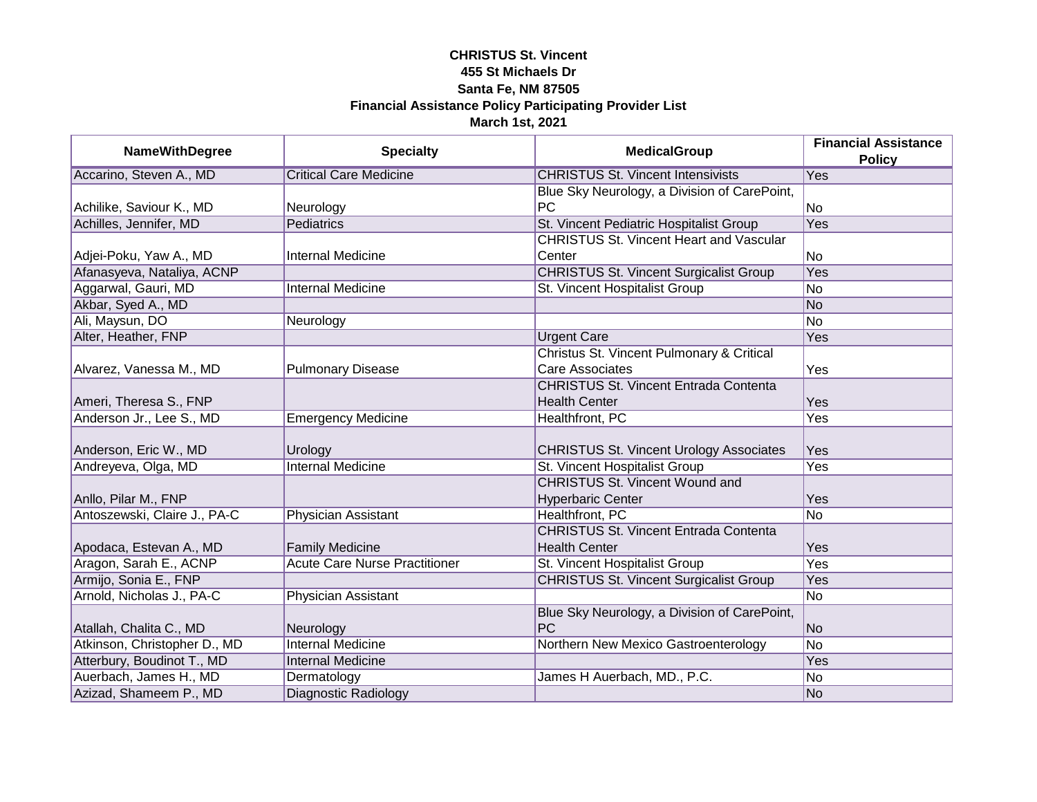**CHRISTUS St. Vincent**
**455 St Michaels Dr**
**Santa Fe, NM 87505**
**Financial Assistance Policy Participating Provider List**
**March 1st, 2021**

| NameWithDegree | Specialty | MedicalGroup | Financial Assistance Policy |
|---|---|---|---|
| Accarino, Steven A., MD | Critical Care Medicine | CHRISTUS St. Vincent Intensivists | Yes |
| Achilike, Saviour K., MD | Neurology | Blue Sky Neurology, a Division of CarePoint, PC | No |
| Achilles, Jennifer, MD | Pediatrics | St. Vincent Pediatric Hospitalist Group | Yes |
| Adjei-Poku, Yaw A., MD | Internal Medicine | CHRISTUS St. Vincent Heart and Vascular Center | No |
| Afanasyeva, Nataliya, ACNP | | CHRISTUS St. Vincent Surgicalist Group | Yes |
| Aggarwal, Gauri, MD | Internal Medicine | St. Vincent Hospitalist Group | No |
| Akbar, Syed A., MD | | | No |
| Ali, Maysun, DO | Neurology | | No |
| Alter, Heather, FNP | | Urgent Care | Yes |
| Alvarez, Vanessa M., MD | Pulmonary Disease | Christus St. Vincent Pulmonary & Critical Care Associates | Yes |
| Ameri, Theresa S., FNP | | CHRISTUS St. Vincent Entrada Contenta Health Center | Yes |
| Anderson Jr., Lee S., MD | Emergency Medicine | Healthfront, PC | Yes |
| Anderson, Eric W., MD | Urology | CHRISTUS St. Vincent Urology Associates | Yes |
| Andreyeva, Olga, MD | Internal Medicine | St. Vincent Hospitalist Group | Yes |
| Anllo, Pilar M., FNP | | CHRISTUS St. Vincent Wound and Hyperbaric Center | Yes |
| Antoszewski, Claire J., PA-C | Physician Assistant | Healthfront, PC | No |
| Apodaca, Estevan A., MD | Family Medicine | CHRISTUS St. Vincent Entrada Contenta Health Center | Yes |
| Aragon, Sarah E., ACNP | Acute Care Nurse Practitioner | St. Vincent Hospitalist Group | Yes |
| Armijo, Sonia E., FNP | | CHRISTUS St. Vincent Surgicalist Group | Yes |
| Arnold, Nicholas J., PA-C | Physician Assistant | | No |
| Atallah, Chalita C., MD | Neurology | Blue Sky Neurology, a Division of CarePoint, PC | No |
| Atkinson, Christopher D., MD | Internal Medicine | Northern New Mexico Gastroenterology | No |
| Atterbury, Boudinot T., MD | Internal Medicine | | Yes |
| Auerbach, James H., MD | Dermatology | James H Auerbach, MD., P.C. | No |
| Azizad, Shameem P., MD | Diagnostic Radiology | | No |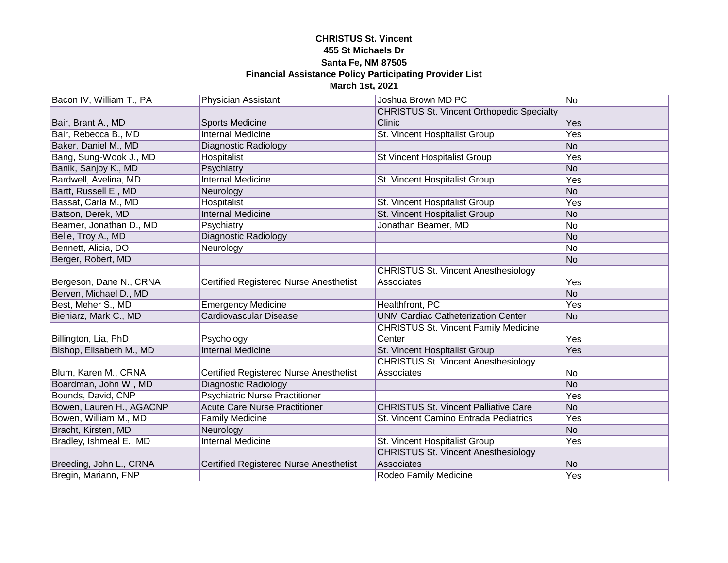**CHRISTUS St. Vincent**
**455 St Michaels Dr**
**Santa Fe, NM 87505**
**Financial Assistance Policy Participating Provider List**
**March 1st, 2021**

| | | | |
|---|---|---|---|
| Bacon IV, William T., PA | Physician Assistant | Joshua Brown MD PC | No |
| Bair, Brant A., MD | Sports Medicine | CHRISTUS St. Vincent Orthopedic Specialty Clinic | Yes |
| Bair, Rebecca B., MD | Internal Medicine | St. Vincent Hospitalist Group | Yes |
| Baker, Daniel M., MD | Diagnostic Radiology | | No |
| Bang, Sung-Wook J., MD | Hospitalist | St Vincent Hospitalist Group | Yes |
| Banik, Sanjoy K., MD | Psychiatry | | No |
| Bardwell, Avelina, MD | Internal Medicine | St. Vincent Hospitalist Group | Yes |
| Bartt, Russell E., MD | Neurology | | No |
| Bassat, Carla M., MD | Hospitalist | St. Vincent Hospitalist Group | Yes |
| Batson, Derek, MD | Internal Medicine | St. Vincent Hospitalist Group | No |
| Beamer, Jonathan D., MD | Psychiatry | Jonathan Beamer, MD | No |
| Belle, Troy A., MD | Diagnostic Radiology | | No |
| Bennett, Alicia, DO | Neurology | | No |
| Berger, Robert, MD | | | No |
| Bergeson, Dane N., CRNA | Certified Registered Nurse Anesthetist | CHRISTUS St. Vincent Anesthesiology Associates | Yes |
| Berven, Michael D., MD | | | No |
| Best, Meher S., MD | Emergency Medicine | Healthfront, PC | Yes |
| Bieniarz, Mark C., MD | Cardiovascular Disease | UNM Cardiac Catheterization Center | No |
| Billington, Lia, PhD | Psychology | CHRISTUS St. Vincent Family Medicine Center | Yes |
| Bishop, Elisabeth M., MD | Internal Medicine | St. Vincent Hospitalist Group | Yes |
| Blum, Karen M., CRNA | Certified Registered Nurse Anesthetist | CHRISTUS St. Vincent Anesthesiology Associates | No |
| Boardman, John W., MD | Diagnostic Radiology | | No |
| Bounds, David, CNP | Psychiatric Nurse Practitioner | | Yes |
| Bowen, Lauren H., AGACNP | Acute Care Nurse Practitioner | CHRISTUS St. Vincent Palliative Care | No |
| Bowen, William M., MD | Family Medicine | St. Vincent Camino Entrada Pediatrics | Yes |
| Bracht, Kirsten, MD | Neurology | | No |
| Bradley, Ishmeal E., MD | Internal Medicine | St. Vincent Hospitalist Group | Yes |
| Breeding, John L., CRNA | Certified Registered Nurse Anesthetist | CHRISTUS St. Vincent Anesthesiology Associates | No |
| Bregin, Mariann, FNP | | Rodeo Family Medicine | Yes |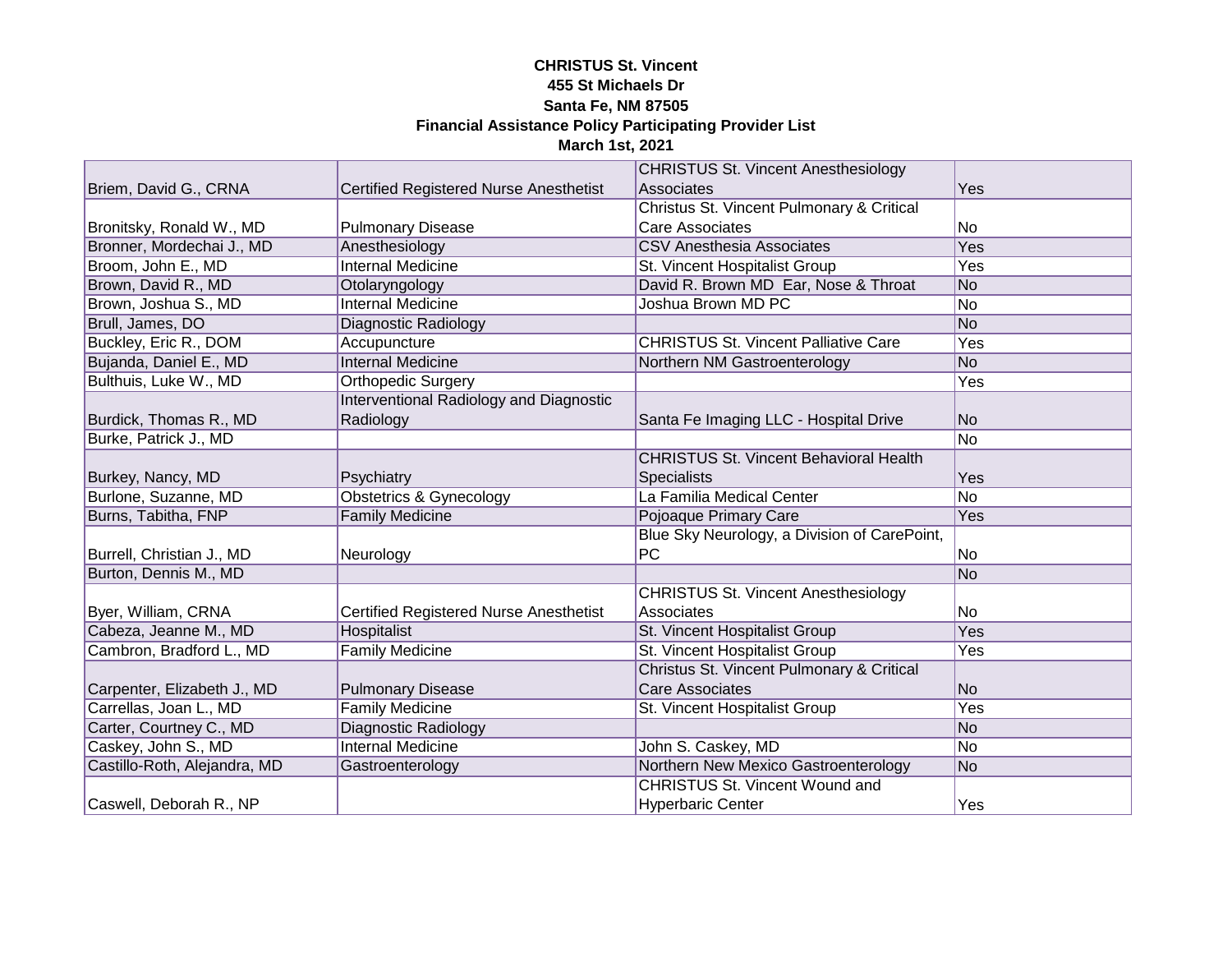**CHRISTUS St. Vincent**
**455 St Michaels Dr**
**Santa Fe, NM 87505**
**Financial Assistance Policy Participating Provider List**
**March 1st, 2021**

| | | | |
|---|---|---|---|
| Briem, David G., CRNA | Certified Registered Nurse Anesthetist | CHRISTUS St. Vincent Anesthesiology Associates | Yes |
| Bronitsky, Ronald W., MD | Pulmonary Disease | Christus St. Vincent Pulmonary & Critical Care Associates | No |
| Bronner, Mordechai J., MD | Anesthesiology | CSV Anesthesia Associates | Yes |
| Broom, John E., MD | Internal Medicine | St. Vincent Hospitalist Group | Yes |
| Brown, David R., MD | Otolaryngology | David R. Brown MD Ear, Nose & Throat | No |
| Brown, Joshua S., MD | Internal Medicine | Joshua Brown MD PC | No |
| Brull, James, DO | Diagnostic Radiology | | No |
| Buckley, Eric R., DOM | Accupuncture | CHRISTUS St. Vincent Palliative Care | Yes |
| Bujanda, Daniel E., MD | Internal Medicine | Northern NM Gastroenterology | No |
| Bulthuis, Luke W., MD | Orthopedic Surgery | | Yes |
| Burdick, Thomas R., MD | Interventional Radiology and Diagnostic Radiology | Santa Fe Imaging LLC - Hospital Drive | No |
| Burke, Patrick J., MD | | | No |
| Burkey, Nancy, MD | Psychiatry | CHRISTUS St. Vincent Behavioral Health Specialists | Yes |
| Burlone, Suzanne, MD | Obstetrics & Gynecology | La Familia Medical Center | No |
| Burns, Tabitha, FNP | Family Medicine | Pojoaque Primary Care | Yes |
| Burrell, Christian J., MD | Neurology | Blue Sky Neurology, a Division of CarePoint, PC | No |
| Burton, Dennis M., MD | | | No |
| Byer, William, CRNA | Certified Registered Nurse Anesthetist | CHRISTUS St. Vincent Anesthesiology Associates | No |
| Cabeza, Jeanne M., MD | Hospitalist | St. Vincent Hospitalist Group | Yes |
| Cambron, Bradford L., MD | Family Medicine | St. Vincent Hospitalist Group | Yes |
| Carpenter, Elizabeth J., MD | Pulmonary Disease | Christus St. Vincent Pulmonary & Critical Care Associates | No |
| Carrellas, Joan L., MD | Family Medicine | St. Vincent Hospitalist Group | Yes |
| Carter, Courtney C., MD | Diagnostic Radiology | | No |
| Caskey, John S., MD | Internal Medicine | John S. Caskey, MD | No |
| Castillo-Roth, Alejandra, MD | Gastroenterology | Northern New Mexico Gastroenterology | No |
| Caswell, Deborah R., NP | | CHRISTUS St. Vincent Wound and Hyperbaric Center | Yes |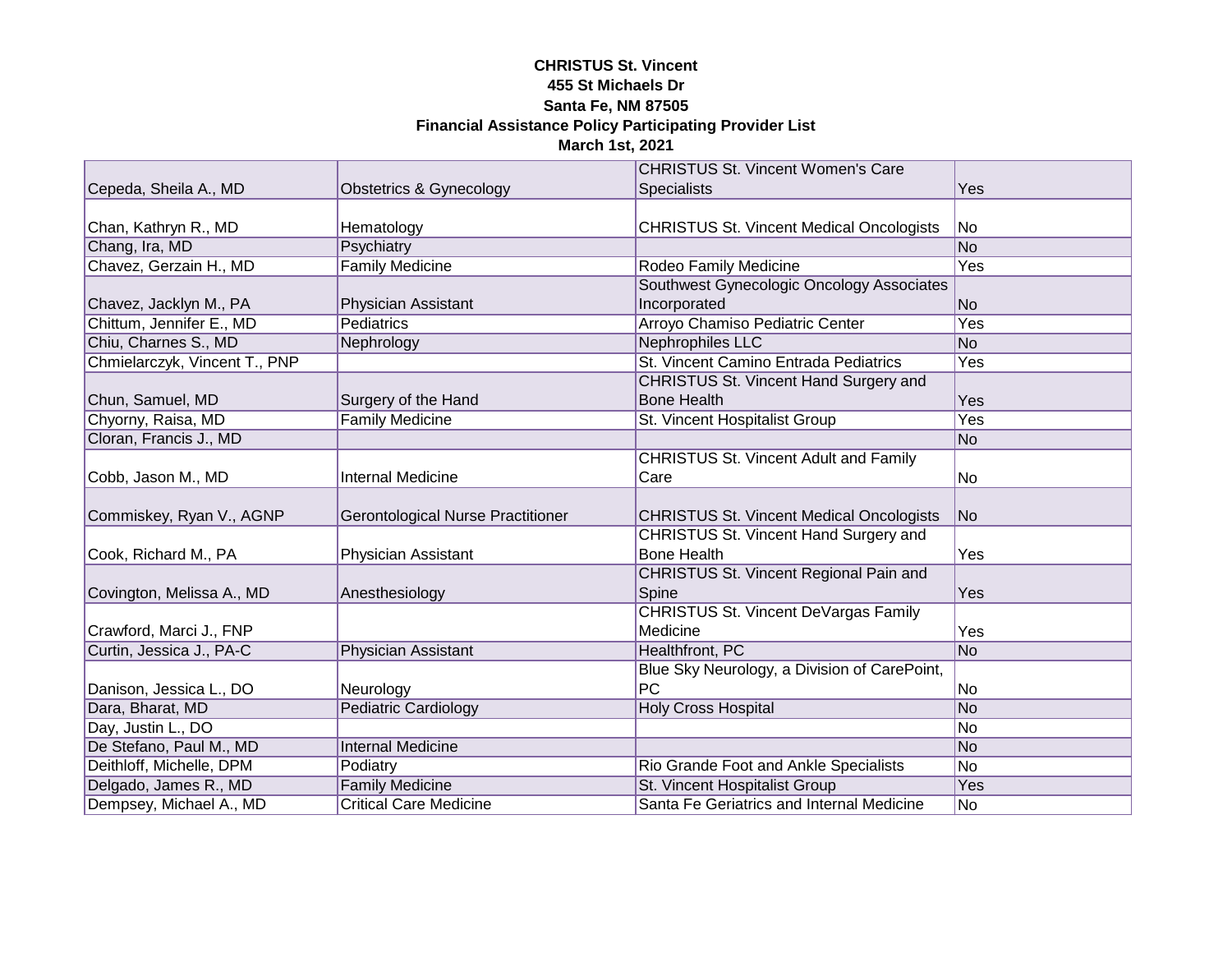**CHRISTUS St. Vincent**
**455 St Michaels Dr**
**Santa Fe, NM 87505**
**Financial Assistance Policy Participating Provider List**
**March 1st, 2021**

| | | | |
|---|---|---|---|
| Cepeda, Sheila A., MD | Obstetrics & Gynecology | CHRISTUS St. Vincent Women's Care Specialists | Yes |
| Chan, Kathryn R., MD | Hematology | CHRISTUS St. Vincent Medical Oncologists | No |
| Chang, Ira, MD | Psychiatry | | No |
| Chavez, Gerzain H., MD | Family Medicine | Rodeo Family Medicine | Yes |
| Chavez, Jacklyn M., PA | Physician Assistant | Southwest Gynecologic Oncology Associates Incorporated | No |
| Chittum, Jennifer E., MD | Pediatrics | Arroyo Chamiso Pediatric Center | Yes |
| Chiu, Charnes S., MD | Nephrology | Nephrophiles LLC | No |
| Chmielarczyk, Vincent T., PNP | | St. Vincent Camino Entrada Pediatrics | Yes |
| Chun, Samuel, MD | Surgery of the Hand | CHRISTUS St. Vincent Hand Surgery and Bone Health | Yes |
| Chyorny, Raisa, MD | Family Medicine | St. Vincent Hospitalist Group | Yes |
| Cloran, Francis J., MD | | | No |
| Cobb, Jason M., MD | Internal Medicine | CHRISTUS St. Vincent Adult and Family Care | No |
| Commiskey, Ryan V., AGNP | Gerontological Nurse Practitioner | CHRISTUS St. Vincent Medical Oncologists | No |
| Cook, Richard M., PA | Physician Assistant | CHRISTUS St. Vincent Hand Surgery and Bone Health | Yes |
| Covington, Melissa A., MD | Anesthesiology | CHRISTUS St. Vincent Regional Pain and Spine | Yes |
| Crawford, Marci J., FNP | | CHRISTUS St. Vincent DeVargas Family Medicine | Yes |
| Curtin, Jessica J., PA-C | Physician Assistant | Healthfront, PC | No |
| Danison, Jessica L., DO | Neurology | Blue Sky Neurology, a Division of CarePoint, PC | No |
| Dara, Bharat, MD | Pediatric Cardiology | Holy Cross Hospital | No |
| Day, Justin L., DO | | | No |
| De Stefano, Paul M., MD | Internal Medicine | | No |
| Deithloff, Michelle, DPM | Podiatry | Rio Grande Foot and Ankle Specialists | No |
| Delgado, James R., MD | Family Medicine | St. Vincent Hospitalist Group | Yes |
| Dempsey, Michael A., MD | Critical Care Medicine | Santa Fe Geriatrics and Internal Medicine | No |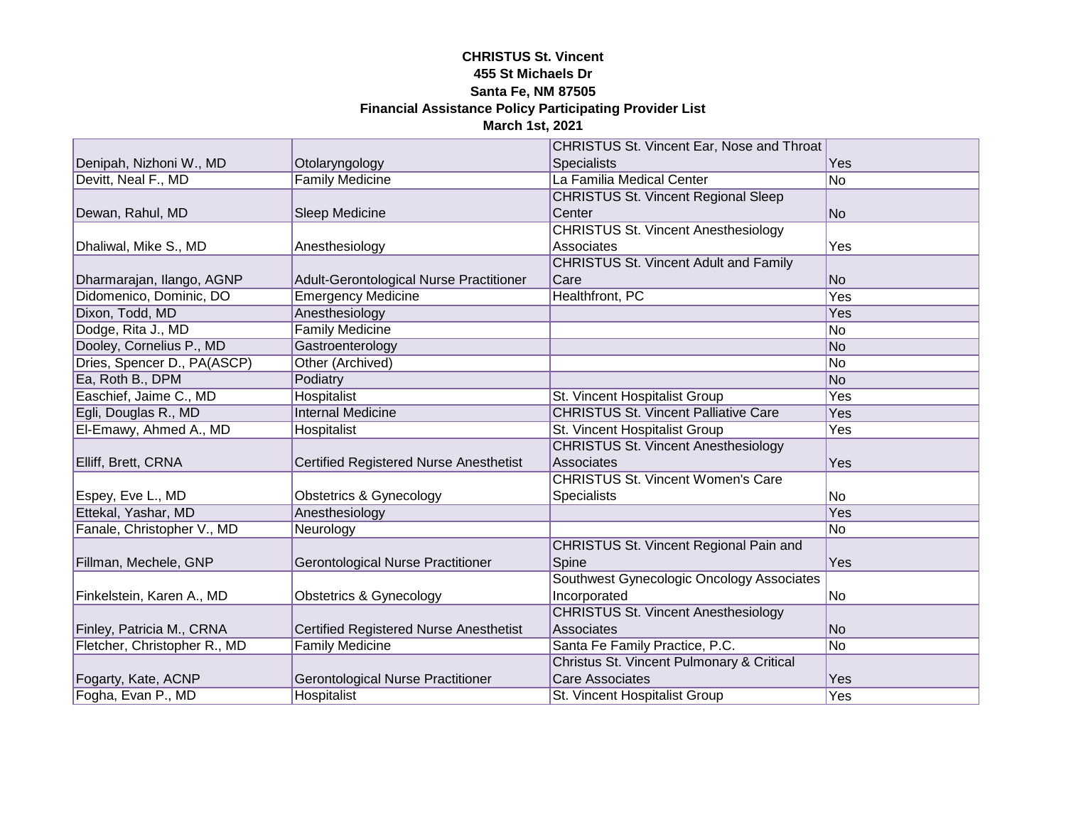**CHRISTUS St. Vincent**
**455 St Michaels Dr**
**Santa Fe, NM 87505**
**Financial Assistance Policy Participating Provider List**
**March 1st, 2021**

| | | | |
|---|---|---|---|
| Denipah, Nizhoni W., MD | Otolaryngology | CHRISTUS St. Vincent Ear, Nose and Throat Specialists | Yes |
| Devitt, Neal F., MD | Family Medicine | La Familia Medical Center | No |
| Dewan, Rahul, MD | Sleep Medicine | CHRISTUS St. Vincent Regional Sleep Center | No |
| Dhaliwal, Mike S., MD | Anesthesiology | CHRISTUS St. Vincent Anesthesiology Associates | Yes |
| Dharmarajan, Ilango, AGNP | Adult-Gerontological Nurse Practitioner | CHRISTUS St. Vincent Adult and Family Care | No |
| Didomenico, Dominic, DO | Emergency Medicine | Healthfront, PC | Yes |
| Dixon, Todd, MD | Anesthesiology | | Yes |
| Dodge, Rita J., MD | Family Medicine | | No |
| Dooley, Cornelius P., MD | Gastroenterology | | No |
| Dries, Spencer D., PA(ASCP) | Other (Archived) | | No |
| Ea, Roth B., DPM | Podiatry | | No |
| Easchief, Jaime C., MD | Hospitalist | St. Vincent Hospitalist Group | Yes |
| Egli, Douglas R., MD | Internal Medicine | CHRISTUS St. Vincent Palliative Care | Yes |
| El-Emawy, Ahmed A., MD | Hospitalist | St. Vincent Hospitalist Group | Yes |
| Elliff, Brett, CRNA | Certified Registered Nurse Anesthetist | CHRISTUS St. Vincent Anesthesiology Associates | Yes |
| Espey, Eve L., MD | Obstetrics & Gynecology | CHRISTUS St. Vincent Women's Care Specialists | No |
| Ettekal, Yashar, MD | Anesthesiology | | Yes |
| Fanale, Christopher V., MD | Neurology | | No |
| Fillman, Mechele, GNP | Gerontological Nurse Practitioner | CHRISTUS St. Vincent Regional Pain and Spine | Yes |
| Finkelstein, Karen A., MD | Obstetrics & Gynecology | Southwest Gynecologic Oncology Associates Incorporated | No |
| Finley, Patricia M., CRNA | Certified Registered Nurse Anesthetist | CHRISTUS St. Vincent Anesthesiology Associates | No |
| Fletcher, Christopher R., MD | Family Medicine | Santa Fe Family Practice, P.C. | No |
| Fogarty, Kate, ACNP | Gerontological Nurse Practitioner | Christus St. Vincent Pulmonary & Critical Care Associates | Yes |
| Fogha, Evan P., MD | Hospitalist | St. Vincent Hospitalist Group | Yes |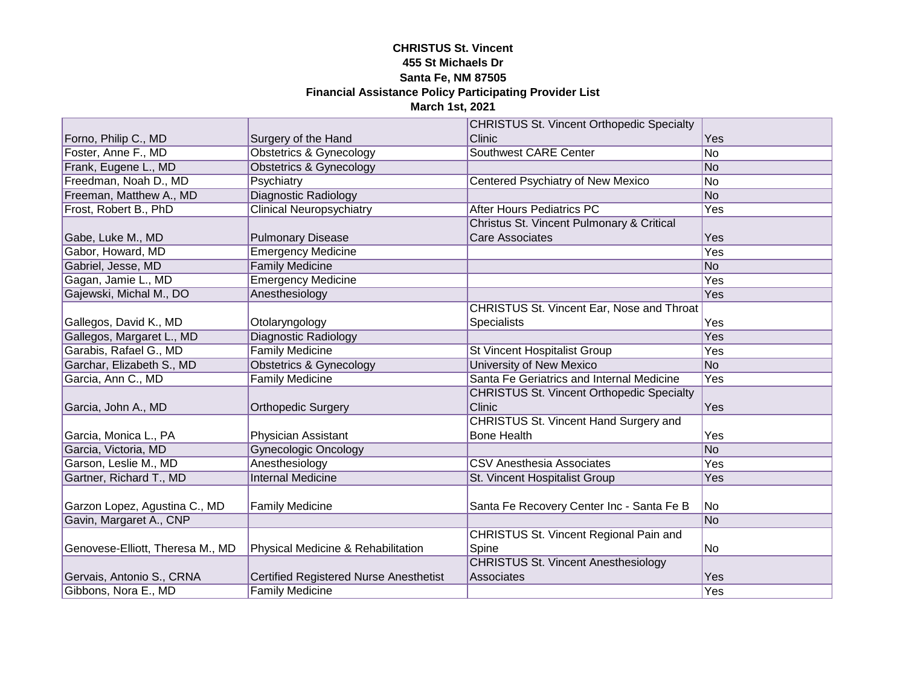**CHRISTUS St. Vincent**
**455 St Michaels Dr**
**Santa Fe, NM 87505**
**Financial Assistance Policy Participating Provider List**
**March 1st, 2021**

| | | | |
|---|---|---|---|
| Forno, Philip C., MD | Surgery of the Hand | CHRISTUS St. Vincent Orthopedic Specialty Clinic | Yes |
| Foster, Anne F., MD | Obstetrics & Gynecology | Southwest CARE Center | No |
| Frank, Eugene L., MD | Obstetrics & Gynecology | | No |
| Freedman, Noah D., MD | Psychiatry | Centered Psychiatry of New Mexico | No |
| Freeman, Matthew A., MD | Diagnostic Radiology | | No |
| Frost, Robert B., PhD | Clinical Neuropsychiatry | After Hours Pediatrics PC | Yes |
| Gabe, Luke M., MD | Pulmonary Disease | Christus St. Vincent Pulmonary & Critical Care Associates | Yes |
| Gabor, Howard, MD | Emergency Medicine | | Yes |
| Gabriel, Jesse, MD | Family Medicine | | No |
| Gagan, Jamie L., MD | Emergency Medicine | | Yes |
| Gajewski, Michal M., DO | Anesthesiology | | Yes |
| Gallegos, David K., MD | Otolaryngology | CHRISTUS St. Vincent Ear, Nose and Throat Specialists | Yes |
| Gallegos, Margaret L., MD | Diagnostic Radiology | | Yes |
| Garabis, Rafael G., MD | Family Medicine | St Vincent Hospitalist Group | Yes |
| Garchar, Elizabeth S., MD | Obstetrics & Gynecology | University of New Mexico | No |
| Garcia, Ann C., MD | Family Medicine | Santa Fe Geriatrics and Internal Medicine | Yes |
| Garcia, John A., MD | Orthopedic Surgery | CHRISTUS St. Vincent Orthopedic Specialty Clinic | Yes |
| Garcia, Monica L., PA | Physician Assistant | CHRISTUS St. Vincent Hand Surgery and Bone Health | Yes |
| Garcia, Victoria, MD | Gynecologic Oncology | | No |
| Garson, Leslie M., MD | Anesthesiology | CSV Anesthesia Associates | Yes |
| Gartner, Richard T., MD | Internal Medicine | St. Vincent Hospitalist Group | Yes |
| Garzon Lopez, Agustina C., MD | Family Medicine | Santa Fe Recovery Center Inc - Santa Fe B | No |
| Gavin, Margaret A., CNP | | | No |
| Genovese-Elliott, Theresa M., MD | Physical Medicine & Rehabilitation | CHRISTUS St. Vincent Regional Pain and Spine | No |
| Gervais, Antonio S., CRNA | Certified Registered Nurse Anesthetist | CHRISTUS St. Vincent Anesthesiology Associates | Yes |
| Gibbons, Nora E., MD | Family Medicine | | Yes |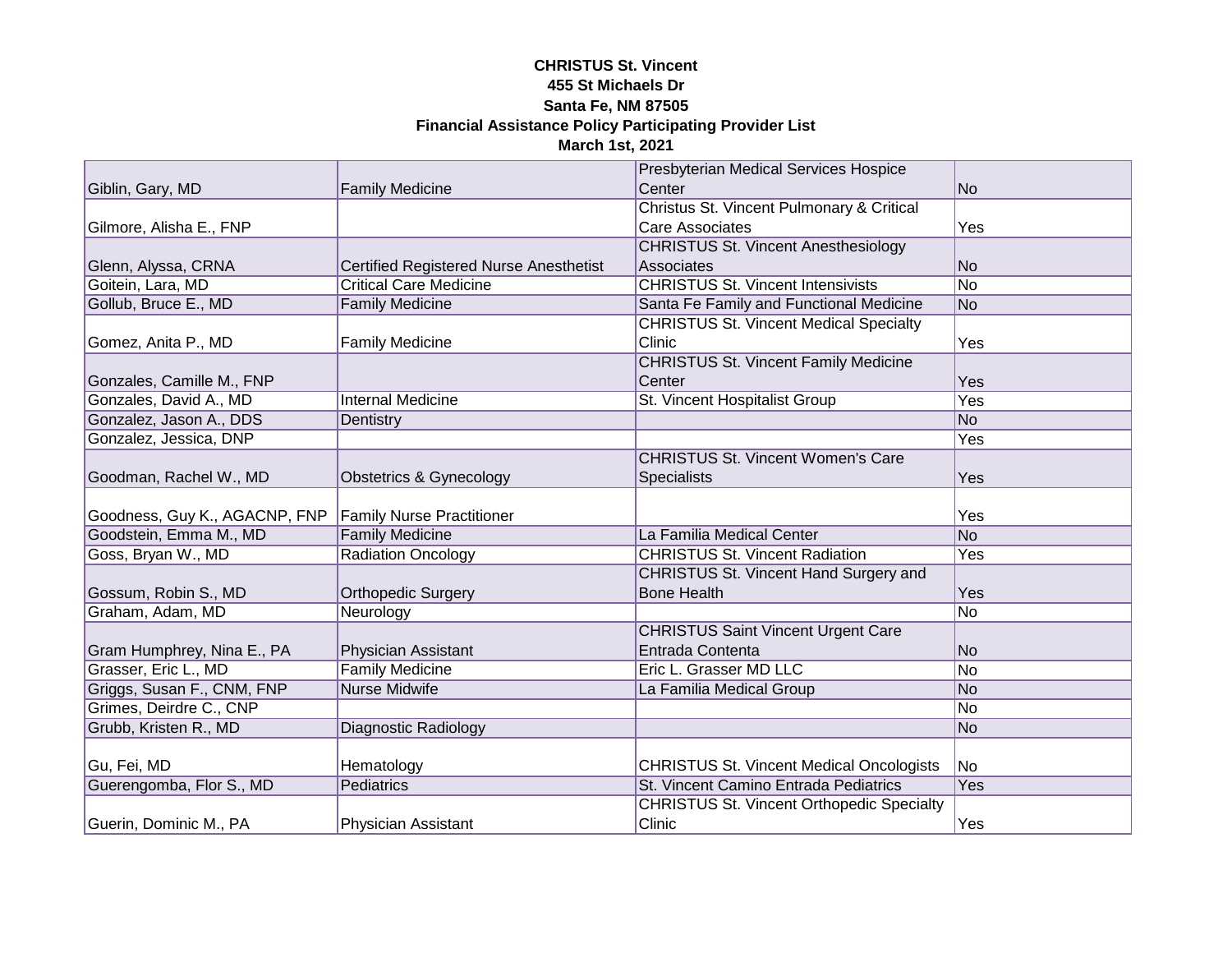**CHRISTUS St. Vincent**
**455 St Michaels Dr**
**Santa Fe, NM 87505**
**Financial Assistance Policy Participating Provider List**
**March 1st, 2021**

| | | | |
|---|---|---|---|
| Giblin, Gary, MD | Family Medicine | Presbyterian Medical Services Hospice Center | No |
| Gilmore, Alisha E., FNP | | Christus St. Vincent Pulmonary & Critical Care Associates | Yes |
| Glenn, Alyssa, CRNA | Certified Registered Nurse Anesthetist | CHRISTUS St. Vincent Anesthesiology Associates | No |
| Goitein, Lara, MD | Critical Care Medicine | CHRISTUS St. Vincent Intensivists | No |
| Gollub, Bruce E., MD | Family Medicine | Santa Fe Family and Functional Medicine | No |
| Gomez, Anita P., MD | Family Medicine | CHRISTUS St. Vincent Medical Specialty Clinic | Yes |
| Gonzales, Camille M., FNP | | CHRISTUS St. Vincent Family Medicine Center | Yes |
| Gonzales, David A., MD | Internal Medicine | St. Vincent Hospitalist Group | Yes |
| Gonzalez, Jason A., DDS | Dentistry | | No |
| Gonzalez, Jessica, DNP | | | Yes |
| Goodman, Rachel W., MD | Obstetrics & Gynecology | CHRISTUS St. Vincent Women's Care Specialists | Yes |
| Goodness, Guy K., AGACNP, FNP | Family Nurse Practitioner | | Yes |
| Goodstein, Emma M., MD | Family Medicine | La Familia Medical Center | No |
| Goss, Bryan W., MD | Radiation Oncology | CHRISTUS St. Vincent Radiation | Yes |
| Gossum, Robin S., MD | Orthopedic Surgery | CHRISTUS St. Vincent Hand Surgery and Bone Health | Yes |
| Graham, Adam, MD | Neurology | | No |
| Gram Humphrey, Nina E., PA | Physician Assistant | CHRISTUS Saint Vincent Urgent Care Entrada Contenta | No |
| Grasser, Eric L., MD | Family Medicine | Eric L. Grasser MD LLC | No |
| Griggs, Susan F., CNM, FNP | Nurse Midwife | La Familia Medical Group | No |
| Grimes, Deirdre C., CNP | | | No |
| Grubb, Kristen R., MD | Diagnostic Radiology | | No |
| Gu, Fei, MD | Hematology | CHRISTUS St. Vincent Medical Oncologists | No |
| Guerengomba, Flor S., MD | Pediatrics | St. Vincent Camino Entrada Pediatrics | Yes |
| Guerin, Dominic M., PA | Physician Assistant | CHRISTUS St. Vincent Orthopedic Specialty Clinic | Yes |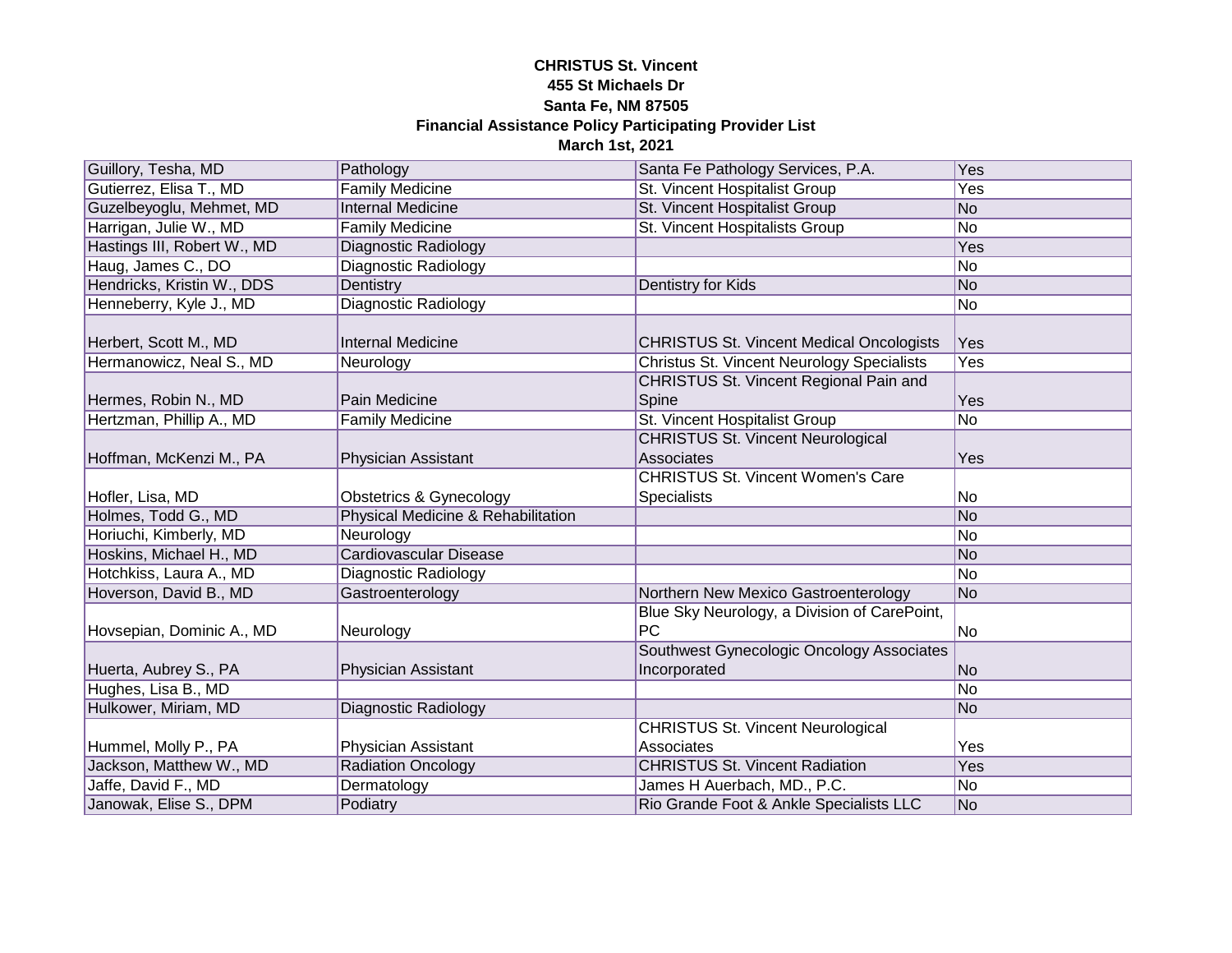**CHRISTUS St. Vincent**
**455 St Michaels Dr**
**Santa Fe, NM 87505**
**Financial Assistance Policy Participating Provider List**
**March 1st, 2021**

| | | | |
|---|---|---|---|
| Guillory, Tesha, MD | Pathology | Santa Fe Pathology Services, P.A. | Yes |
| Gutierrez, Elisa T., MD | Family Medicine | St. Vincent Hospitalist Group | Yes |
| Guzelbeyoglu, Mehmet, MD | Internal Medicine | St. Vincent Hospitalist Group | No |
| Harrigan, Julie W., MD | Family Medicine | St. Vincent Hospitalists Group | No |
| Hastings III, Robert W., MD | Diagnostic Radiology | | Yes |
| Haug, James C., DO | Diagnostic Radiology | | No |
| Hendricks, Kristin W., DDS | Dentistry | Dentistry for Kids | No |
| Henneberry, Kyle J., MD | Diagnostic Radiology | | No |
| Herbert, Scott M., MD | Internal Medicine | CHRISTUS St. Vincent Medical Oncologists | Yes |
| Hermanowicz, Neal S., MD | Neurology | Christus St. Vincent Neurology Specialists | Yes |
| Hermes, Robin N., MD | Pain Medicine | CHRISTUS St. Vincent Regional Pain and Spine | Yes |
| Hertzman, Phillip A., MD | Family Medicine | St. Vincent Hospitalist Group | No |
| Hoffman, McKenzi M., PA | Physician Assistant | CHRISTUS St. Vincent Neurological Associates | Yes |
| Hofler, Lisa, MD | Obstetrics & Gynecology | CHRISTUS St. Vincent Women's Care Specialists | No |
| Holmes, Todd G., MD | Physical Medicine & Rehabilitation | | No |
| Horiuchi, Kimberly, MD | Neurology | | No |
| Hoskins, Michael H., MD | Cardiovascular Disease | | No |
| Hotchkiss, Laura A., MD | Diagnostic Radiology | | No |
| Hoverson, David B., MD | Gastroenterology | Northern New Mexico Gastroenterology | No |
| Hovsepian, Dominic A., MD | Neurology | Blue Sky Neurology, a Division of CarePoint, PC | No |
| Huerta, Aubrey S., PA | Physician Assistant | Southwest Gynecologic Oncology Associates Incorporated | No |
| Hughes, Lisa B., MD | | | No |
| Hulkower, Miriam, MD | Diagnostic Radiology | | No |
| Hummel, Molly P., PA | Physician Assistant | CHRISTUS St. Vincent Neurological Associates | Yes |
| Jackson, Matthew W., MD | Radiation Oncology | CHRISTUS St. Vincent Radiation | Yes |
| Jaffe, David F., MD | Dermatology | James H Auerbach, MD., P.C. | No |
| Janowak, Elise S., DPM | Podiatry | Rio Grande Foot & Ankle Specialists LLC | No |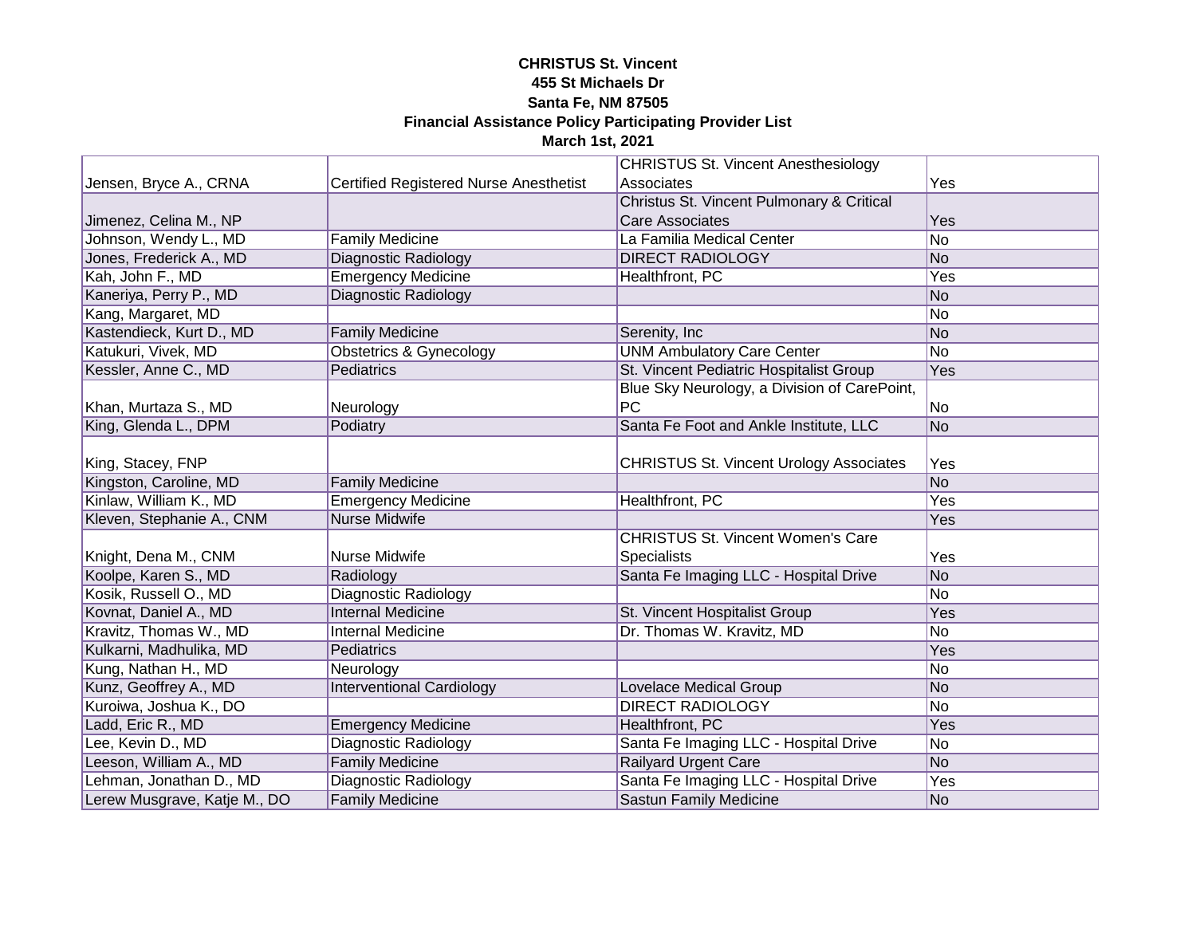**CHRISTUS St. Vincent**
**455 St Michaels Dr**
**Santa Fe, NM 87505**
**Financial Assistance Policy Participating Provider List**
**March 1st, 2021**

| | | | |
|---|---|---|---|
| Jensen, Bryce A., CRNA | Certified Registered Nurse Anesthetist | CHRISTUS St. Vincent Anesthesiology Associates | Yes |
| Jimenez, Celina M., NP | | Christus St. Vincent Pulmonary & Critical Care Associates | Yes |
| Johnson, Wendy L., MD | Family Medicine | La Familia Medical Center | No |
| Jones, Frederick A., MD | Diagnostic Radiology | DIRECT RADIOLOGY | No |
| Kah, John F., MD | Emergency Medicine | Healthfront, PC | Yes |
| Kaneriya, Perry P., MD | Diagnostic Radiology | | No |
| Kang, Margaret, MD | | | No |
| Kastendieck, Kurt D., MD | Family Medicine | Serenity, Inc | No |
| Katukuri, Vivek, MD | Obstetrics & Gynecology | UNM Ambulatory Care Center | No |
| Kessler, Anne C., MD | Pediatrics | St. Vincent Pediatric Hospitalist Group | Yes |
| Khan, Murtaza S., MD | Neurology | Blue Sky Neurology, a Division of CarePoint, PC | No |
| King, Glenda L., DPM | Podiatry | Santa Fe Foot and Ankle Institute, LLC | No |
| King, Stacey, FNP | | CHRISTUS St. Vincent Urology Associates | Yes |
| Kingston, Caroline, MD | Family Medicine | | No |
| Kinlaw, William K., MD | Emergency Medicine | Healthfront, PC | Yes |
| Kleven, Stephanie A., CNM | Nurse Midwife | | Yes |
| Knight, Dena M., CNM | Nurse Midwife | CHRISTUS St. Vincent Women's Care Specialists | Yes |
| Koolpe, Karen S., MD | Radiology | Santa Fe Imaging LLC - Hospital Drive | No |
| Kosik, Russell O., MD | Diagnostic Radiology | | No |
| Kovnat, Daniel A., MD | Internal Medicine | St. Vincent Hospitalist Group | Yes |
| Kravitz, Thomas W., MD | Internal Medicine | Dr. Thomas W. Kravitz, MD | No |
| Kulkarni, Madhulika, MD | Pediatrics | | Yes |
| Kung, Nathan H., MD | Neurology | | No |
| Kunz, Geoffrey A., MD | Interventional Cardiology | Lovelace Medical Group | No |
| Kuroiwa, Joshua K., DO | | DIRECT RADIOLOGY | No |
| Ladd, Eric R., MD | Emergency Medicine | Healthfront, PC | Yes |
| Lee, Kevin D., MD | Diagnostic Radiology | Santa Fe Imaging LLC - Hospital Drive | No |
| Leeson, William A., MD | Family Medicine | Railyard Urgent Care | No |
| Lehman, Jonathan D., MD | Diagnostic Radiology | Santa Fe Imaging LLC - Hospital Drive | Yes |
| Lerew Musgrave, Katje M., DO | Family Medicine | Sastun Family Medicine | No |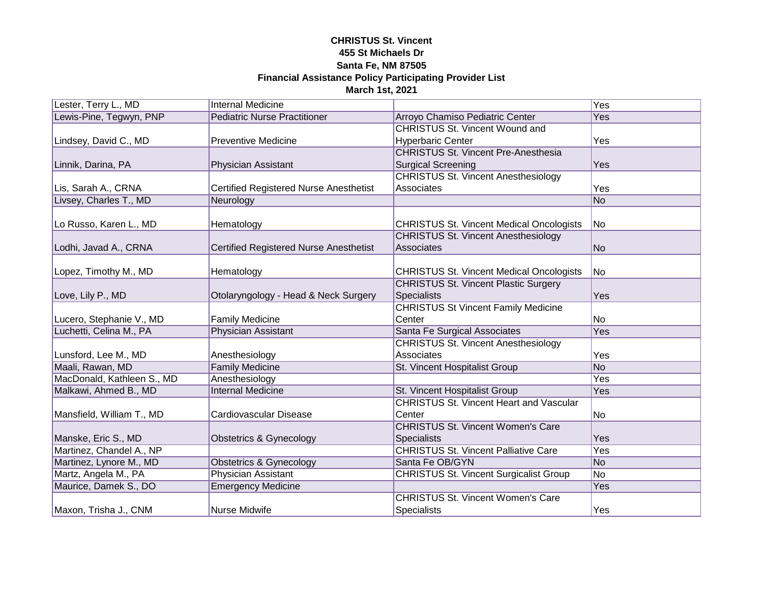**CHRISTUS St. Vincent**
**455 St Michaels Dr**
**Santa Fe, NM 87505**
**Financial Assistance Policy Participating Provider List**
**March 1st, 2021**

| | | | |
|---|---|---|---|
| Lester, Terry L., MD | Internal Medicine | | Yes |
| Lewis-Pine, Tegwyn, PNP | Pediatric Nurse Practitioner | Arroyo Chamiso Pediatric Center | Yes |
| Lindsey, David C., MD | Preventive Medicine | CHRISTUS St. Vincent Wound and Hyperbaric Center | Yes |
| Linnik, Darina, PA | Physician Assistant | CHRISTUS St. Vincent Pre-Anesthesia Surgical Screening | Yes |
| Lis, Sarah A., CRNA | Certified Registered Nurse Anesthetist | CHRISTUS St. Vincent Anesthesiology Associates | Yes |
| Livsey, Charles T., MD | Neurology | | No |
| Lo Russo, Karen L., MD | Hematology | CHRISTUS St. Vincent Medical Oncologists | No |
| Lodhi, Javad A., CRNA | Certified Registered Nurse Anesthetist | CHRISTUS St. Vincent Anesthesiology Associates | No |
| Lopez, Timothy M., MD | Hematology | CHRISTUS St. Vincent Medical Oncologists | No |
| Love, Lily P., MD | Otolaryngology - Head & Neck Surgery | CHRISTUS St. Vincent Plastic Surgery Specialists | Yes |
| Lucero, Stephanie V., MD | Family Medicine | CHRISTUS St Vincent Family Medicine Center | No |
| Luchetti, Celina M., PA | Physician Assistant | Santa Fe Surgical Associates | Yes |
| Lunsford, Lee M., MD | Anesthesiology | CHRISTUS St. Vincent Anesthesiology Associates | Yes |
| Maali, Rawan, MD | Family Medicine | St. Vincent Hospitalist Group | No |
| MacDonald, Kathleen S., MD | Anesthesiology | | Yes |
| Malkawi, Ahmed B., MD | Internal Medicine | St. Vincent Hospitalist Group | Yes |
| Mansfield, William T., MD | Cardiovascular Disease | CHRISTUS St. Vincent Heart and Vascular Center | No |
| Manske, Eric S., MD | Obstetrics & Gynecology | CHRISTUS St. Vincent Women's Care Specialists | Yes |
| Martinez, Chandel A., NP | | CHRISTUS St. Vincent Palliative Care | Yes |
| Martinez, Lynore M., MD | Obstetrics & Gynecology | Santa Fe OB/GYN | No |
| Martz, Angela M., PA | Physician Assistant | CHRISTUS St. Vincent Surgicalist Group | No |
| Maurice, Damek S., DO | Emergency Medicine | | Yes |
| Maxon, Trisha J., CNM | Nurse Midwife | CHRISTUS St. Vincent Women's Care Specialists | Yes |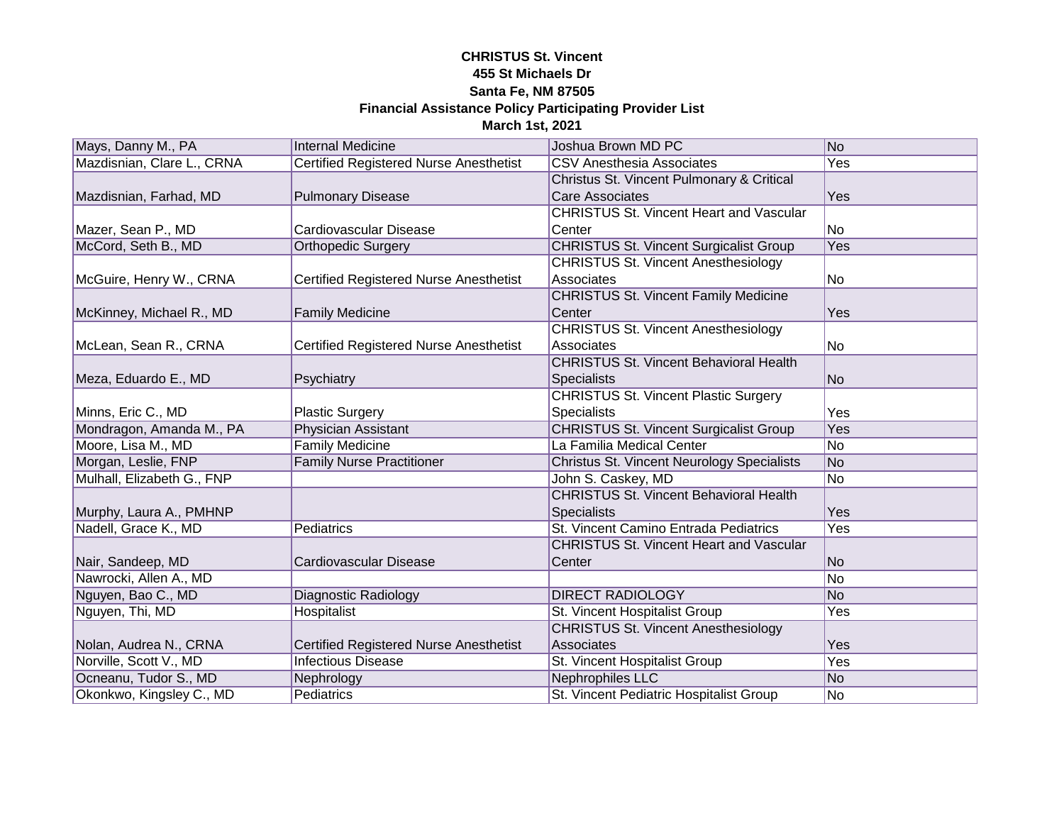**CHRISTUS St. Vincent**
**455 St Michaels Dr**
**Santa Fe, NM 87505**
**Financial Assistance Policy Participating Provider List**
**March 1st, 2021**

| | | | |
|---|---|---|---|
| Mays, Danny M., PA | Internal Medicine | Joshua Brown MD PC | No |
| Mazdisnian, Clare L., CRNA | Certified Registered Nurse Anesthetist | CSV Anesthesia Associates | Yes |
| Mazdisnian, Farhad, MD | Pulmonary Disease | Christus St. Vincent Pulmonary & Critical Care Associates | Yes |
| Mazer, Sean P., MD | Cardiovascular Disease | CHRISTUS St. Vincent Heart and Vascular Center | No |
| McCord, Seth B., MD | Orthopedic Surgery | CHRISTUS St. Vincent Surgicalist Group | Yes |
| McGuire, Henry W., CRNA | Certified Registered Nurse Anesthetist | CHRISTUS St. Vincent Anesthesiology Associates | No |
| McKinney, Michael R., MD | Family Medicine | CHRISTUS St. Vincent Family Medicine Center | Yes |
| McLean, Sean R., CRNA | Certified Registered Nurse Anesthetist | CHRISTUS St. Vincent Anesthesiology Associates | No |
| Meza, Eduardo E., MD | Psychiatry | CHRISTUS St. Vincent Behavioral Health Specialists | No |
| Minns, Eric C., MD | Plastic Surgery | CHRISTUS St. Vincent Plastic Surgery Specialists | Yes |
| Mondragon, Amanda M., PA | Physician Assistant | CHRISTUS St. Vincent Surgicalist Group | Yes |
| Moore, Lisa M., MD | Family Medicine | La Familia Medical Center | No |
| Morgan, Leslie, FNP | Family Nurse Practitioner | Christus St. Vincent Neurology Specialists | No |
| Mulhall, Elizabeth G., FNP | | John S. Caskey, MD | No |
| Murphy, Laura A., PMHNP | | CHRISTUS St. Vincent Behavioral Health Specialists | Yes |
| Nadell, Grace K., MD | Pediatrics | St. Vincent Camino Entrada Pediatrics | Yes |
| Nair, Sandeep, MD | Cardiovascular Disease | CHRISTUS St. Vincent Heart and Vascular Center | No |
| Nawrocki, Allen A., MD | | | No |
| Nguyen, Bao C., MD | Diagnostic Radiology | DIRECT RADIOLOGY | No |
| Nguyen, Thi, MD | Hospitalist | St. Vincent Hospitalist Group | Yes |
| Nolan, Audrea N., CRNA | Certified Registered Nurse Anesthetist | CHRISTUS St. Vincent Anesthesiology Associates | Yes |
| Norville, Scott V., MD | Infectious Disease | St. Vincent Hospitalist Group | Yes |
| Ocneanu, Tudor S., MD | Nephrology | Nephrophiles LLC | No |
| Okonkwo, Kingsley C., MD | Pediatrics | St. Vincent Pediatric Hospitalist Group | No |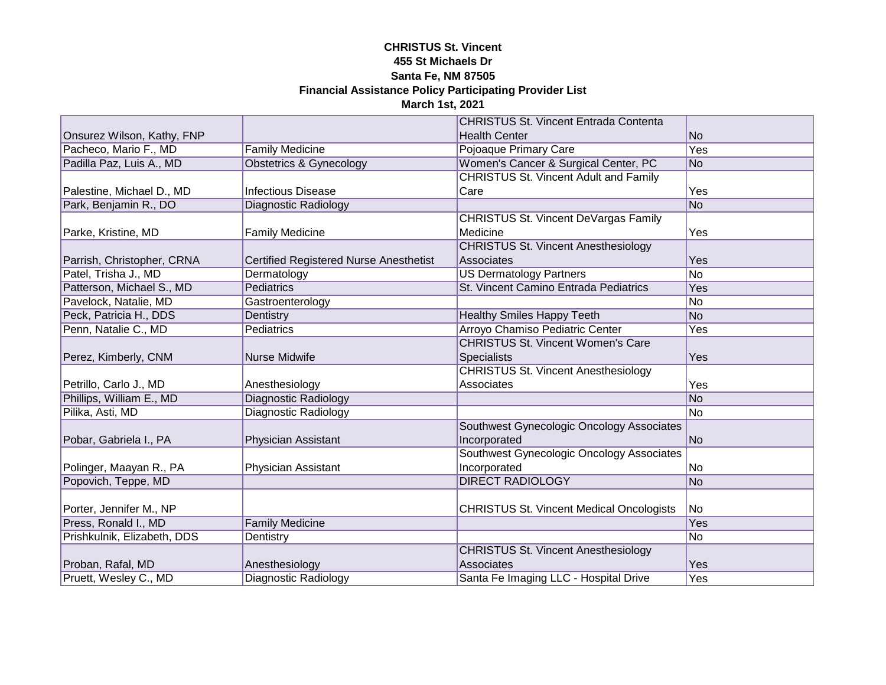**CHRISTUS St. Vincent**
**455 St Michaels Dr**
**Santa Fe, NM 87505**
**Financial Assistance Policy Participating Provider List**
**March 1st, 2021**

| | | | |
|---|---|---|---|
| Onsurez Wilson, Kathy, FNP | | CHRISTUS St. Vincent Entrada Contenta Health Center | No |
| Pacheco, Mario F., MD | Family Medicine | Pojoaque Primary Care | Yes |
| Padilla Paz, Luis A., MD | Obstetrics & Gynecology | Women's Cancer & Surgical Center, PC | No |
| Palestine, Michael D., MD | Infectious Disease | CHRISTUS St. Vincent Adult and Family Care | Yes |
| Park, Benjamin R., DO | Diagnostic Radiology | | No |
| Parke, Kristine, MD | Family Medicine | CHRISTUS St. Vincent DeVargas Family Medicine | Yes |
| Parrish, Christopher, CRNA | Certified Registered Nurse Anesthetist | CHRISTUS St. Vincent Anesthesiology Associates | Yes |
| Patel, Trisha J., MD | Dermatology | US Dermatology Partners | No |
| Patterson, Michael S., MD | Pediatrics | St. Vincent Camino Entrada Pediatrics | Yes |
| Pavelock, Natalie, MD | Gastroenterology | | No |
| Peck, Patricia H., DDS | Dentistry | Healthy Smiles Happy Teeth | No |
| Penn, Natalie C., MD | Pediatrics | Arroyo Chamiso Pediatric Center | Yes |
| Perez, Kimberly, CNM | Nurse Midwife | CHRISTUS St. Vincent Women's Care Specialists | Yes |
| Petrillo, Carlo J., MD | Anesthesiology | CHRISTUS St. Vincent Anesthesiology Associates | Yes |
| Phillips, William E., MD | Diagnostic Radiology | | No |
| Pilika, Asti, MD | Diagnostic Radiology | | No |
| Pobar, Gabriela I., PA | Physician Assistant | Southwest Gynecologic Oncology Associates Incorporated | No |
| Polinger, Maayan R., PA | Physician Assistant | Southwest Gynecologic Oncology Associates Incorporated | No |
| Popovich, Teppe, MD | | DIRECT RADIOLOGY | No |
| Porter, Jennifer M., NP | | CHRISTUS St. Vincent Medical Oncologists | No |
| Press, Ronald I., MD | Family Medicine | | Yes |
| Prishkulnik, Elizabeth, DDS | Dentistry | | No |
| Proban, Rafal, MD | Anesthesiology | CHRISTUS St. Vincent Anesthesiology Associates | Yes |
| Pruett, Wesley C., MD | Diagnostic Radiology | Santa Fe Imaging LLC - Hospital Drive | Yes |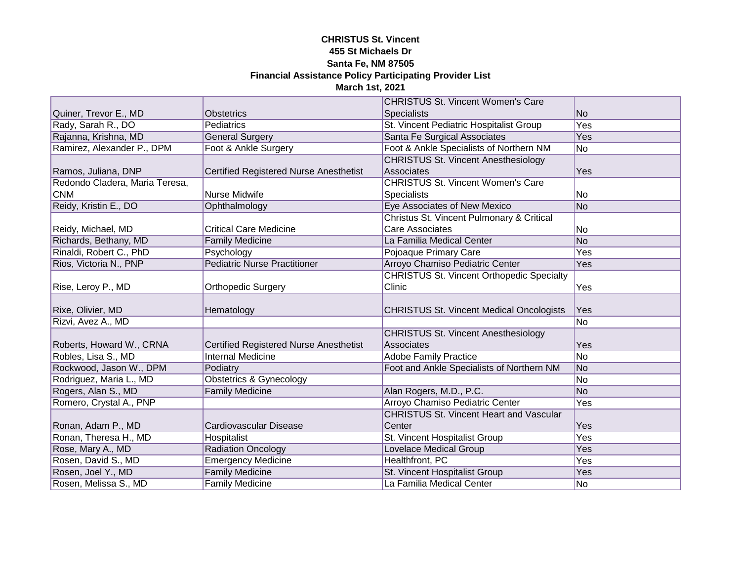**CHRISTUS St. Vincent**
**455 St Michaels Dr**
**Santa Fe, NM 87505**
**Financial Assistance Policy Participating Provider List**
**March 1st, 2021**

| | | | |
|---|---|---|---|
| Quiner, Trevor E., MD | Obstetrics | CHRISTUS St. Vincent Women's Care Specialists | No |
| Rady, Sarah R., DO | Pediatrics | St. Vincent Pediatric Hospitalist Group | Yes |
| Rajanna, Krishna, MD | General Surgery | Santa Fe Surgical Associates | Yes |
| Ramirez, Alexander P., DPM | Foot & Ankle Surgery | Foot & Ankle Specialists of Northern NM | No |
| Ramos, Juliana, DNP | Certified Registered Nurse Anesthetist | CHRISTUS St. Vincent Anesthesiology Associates | Yes |
| Redondo Cladera, Maria Teresa, CNM | Nurse Midwife | CHRISTUS St. Vincent Women's Care Specialists | No |
| Reidy, Kristin E., DO | Ophthalmology | Eye Associates of New Mexico | No |
| Reidy, Michael, MD | Critical Care Medicine | Christus St. Vincent Pulmonary & Critical Care Associates | No |
| Richards, Bethany, MD | Family Medicine | La Familia Medical Center | No |
| Rinaldi, Robert C., PhD | Psychology | Pojoaque Primary Care | Yes |
| Rios, Victoria N., PNP | Pediatric Nurse Practitioner | Arroyo Chamiso Pediatric Center | Yes |
| Rise, Leroy P., MD | Orthopedic Surgery | CHRISTUS St. Vincent Orthopedic Specialty Clinic | Yes |
| Rixe, Olivier, MD | Hematology | CHRISTUS St. Vincent Medical Oncologists | Yes |
| Rizvi, Avez A., MD | | | No |
| Roberts, Howard W., CRNA | Certified Registered Nurse Anesthetist | CHRISTUS St. Vincent Anesthesiology Associates | Yes |
| Robles, Lisa S., MD | Internal Medicine | Adobe Family Practice | No |
| Rockwood, Jason W., DPM | Podiatry | Foot and Ankle Specialists of Northern NM | No |
| Rodriguez, Maria L., MD | Obstetrics & Gynecology | | No |
| Rogers, Alan S., MD | Family Medicine | Alan Rogers, M.D., P.C. | No |
| Romero, Crystal A., PNP | | Arroyo Chamiso Pediatric Center | Yes |
| Ronan, Adam P., MD | Cardiovascular Disease | CHRISTUS St. Vincent Heart and Vascular Center | Yes |
| Ronan, Theresa H., MD | Hospitalist | St. Vincent Hospitalist Group | Yes |
| Rose, Mary A., MD | Radiation Oncology | Lovelace Medical Group | Yes |
| Rosen, David S., MD | Emergency Medicine | Healthfront, PC | Yes |
| Rosen, Joel Y., MD | Family Medicine | St. Vincent Hospitalist Group | Yes |
| Rosen, Melissa S., MD | Family Medicine | La Familia Medical Center | No |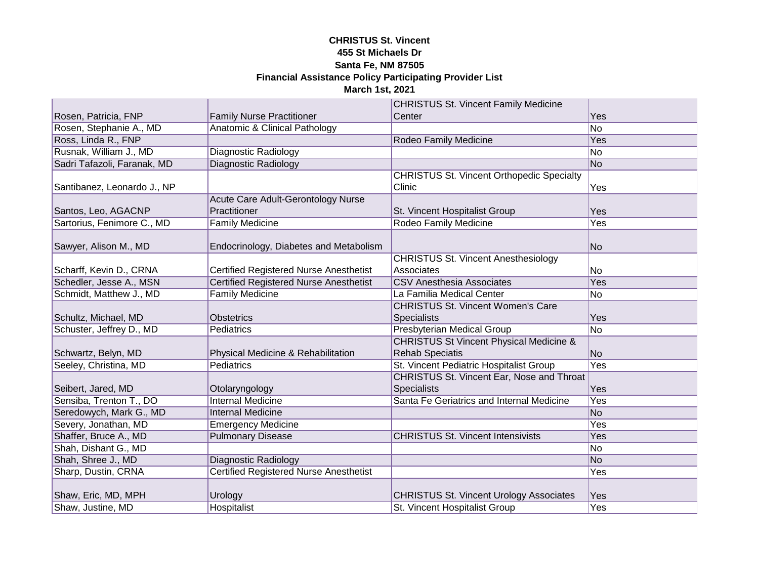**CHRISTUS St. Vincent**
**455 St Michaels Dr**
**Santa Fe, NM 87505**
**Financial Assistance Policy Participating Provider List**
**March 1st, 2021**

| | | | |
|---|---|---|---|
| Rosen, Patricia, FNP | Family Nurse Practitioner | CHRISTUS St. Vincent Family Medicine Center | Yes |
| Rosen, Stephanie A., MD | Anatomic & Clinical Pathology | | No |
| Ross, Linda R., FNP | | Rodeo Family Medicine | Yes |
| Rusnak, William J., MD | Diagnostic Radiology | | No |
| Sadri Tafazoli, Faranak, MD | Diagnostic Radiology | | No |
| Santibanez, Leonardo J., NP | | CHRISTUS St. Vincent Orthopedic Specialty Clinic | Yes |
| Santos, Leo, AGACNP | Acute Care Adult-Gerontology Nurse Practitioner | St. Vincent Hospitalist Group | Yes |
| Sartorius, Fenimore C., MD | Family Medicine | Rodeo Family Medicine | Yes |
| Sawyer, Alison M., MD | Endocrinology, Diabetes and Metabolism | | No |
| Scharff, Kevin D., CRNA | Certified Registered Nurse Anesthetist | CHRISTUS St. Vincent Anesthesiology Associates | No |
| Schedler, Jesse A., MSN | Certified Registered Nurse Anesthetist | CSV Anesthesia Associates | Yes |
| Schmidt, Matthew J., MD | Family Medicine | La Familia Medical Center | No |
| Schultz, Michael, MD | Obstetrics | CHRISTUS St. Vincent Women's Care Specialists | Yes |
| Schuster, Jeffrey D., MD | Pediatrics | Presbyterian Medical Group | No |
| Schwartz, Belyn, MD | Physical Medicine & Rehabilitation | CHRISTUS St Vincent Physical Medicine & Rehab Speciatis | No |
| Seeley, Christina, MD | Pediatrics | St. Vincent Pediatric Hospitalist Group | Yes |
| Seibert, Jared, MD | Otolaryngology | CHRISTUS St. Vincent Ear, Nose and Throat Specialists | Yes |
| Sensiba, Trenton T., DO | Internal Medicine | Santa Fe Geriatrics and Internal Medicine | Yes |
| Seredowych, Mark G., MD | Internal Medicine | | No |
| Severy, Jonathan, MD | Emergency Medicine | | Yes |
| Shaffer, Bruce A., MD | Pulmonary Disease | CHRISTUS St. Vincent Intensivists | Yes |
| Shah, Dishant G., MD | | | No |
| Shah, Shree J., MD | Diagnostic Radiology | | No |
| Sharp, Dustin, CRNA | Certified Registered Nurse Anesthetist | | Yes |
| Shaw, Eric, MD, MPH | Urology | CHRISTUS St. Vincent Urology Associates | Yes |
| Shaw, Justine, MD | Hospitalist | St. Vincent Hospitalist Group | Yes |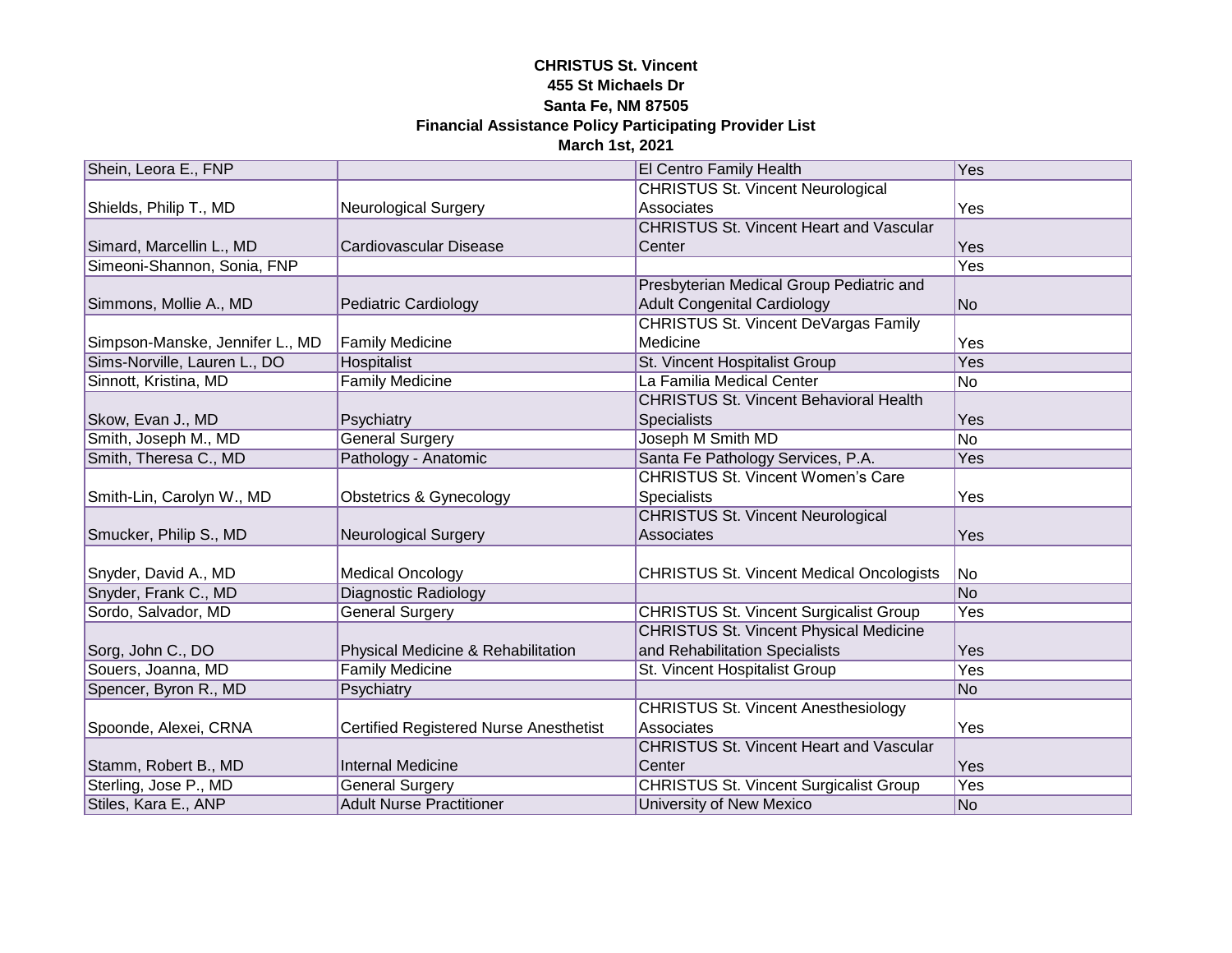**CHRISTUS St. Vincent**
**455 St Michaels Dr**
**Santa Fe, NM 87505**
**Financial Assistance Policy Participating Provider List**
**March 1st, 2021**

| | | | |
|---|---|---|---|
| Shein, Leora E., FNP | | El Centro Family Health | Yes |
| Shields, Philip T., MD | Neurological Surgery | CHRISTUS St. Vincent Neurological Associates | Yes |
| Simard, Marcellin L., MD | Cardiovascular Disease | CHRISTUS St. Vincent Heart and Vascular Center | Yes |
| Simeoni-Shannon, Sonia, FNP | | | Yes |
| Simmons, Mollie A., MD | Pediatric Cardiology | Presbyterian Medical Group Pediatric and Adult Congenital Cardiology | No |
| Simpson-Manske, Jennifer L., MD | Family Medicine | CHRISTUS St. Vincent DeVargas Family Medicine | Yes |
| Sims-Norville, Lauren L., DO | Hospitalist | St. Vincent Hospitalist Group | Yes |
| Sinnott, Kristina, MD | Family Medicine | La Familia Medical Center | No |
| Skow, Evan J., MD | Psychiatry | CHRISTUS St. Vincent Behavioral Health Specialists | Yes |
| Smith, Joseph M., MD | General Surgery | Joseph M Smith MD | No |
| Smith, Theresa C., MD | Pathology - Anatomic | Santa Fe Pathology Services, P.A. | Yes |
| Smith-Lin, Carolyn W., MD | Obstetrics & Gynecology | CHRISTUS St. Vincent Women's Care Specialists | Yes |
| Smucker, Philip S., MD | Neurological Surgery | CHRISTUS St. Vincent Neurological Associates | Yes |
| Snyder, David A., MD | Medical Oncology | CHRISTUS St. Vincent Medical Oncologists | No |
| Snyder, Frank C., MD | Diagnostic Radiology | | No |
| Sordo, Salvador, MD | General Surgery | CHRISTUS St. Vincent Surgicalist Group | Yes |
| Sorg, John C., DO | Physical Medicine & Rehabilitation | CHRISTUS St. Vincent Physical Medicine and Rehabilitation Specialists | Yes |
| Souers, Joanna, MD | Family Medicine | St. Vincent Hospitalist Group | Yes |
| Spencer, Byron R., MD | Psychiatry | | No |
| Spoonde, Alexei, CRNA | Certified Registered Nurse Anesthetist | CHRISTUS St. Vincent Anesthesiology Associates | Yes |
| Stamm, Robert B., MD | Internal Medicine | CHRISTUS St. Vincent Heart and Vascular Center | Yes |
| Sterling, Jose P., MD | General Surgery | CHRISTUS St. Vincent Surgicalist Group | Yes |
| Stiles, Kara E., ANP | Adult Nurse Practitioner | University of New Mexico | No |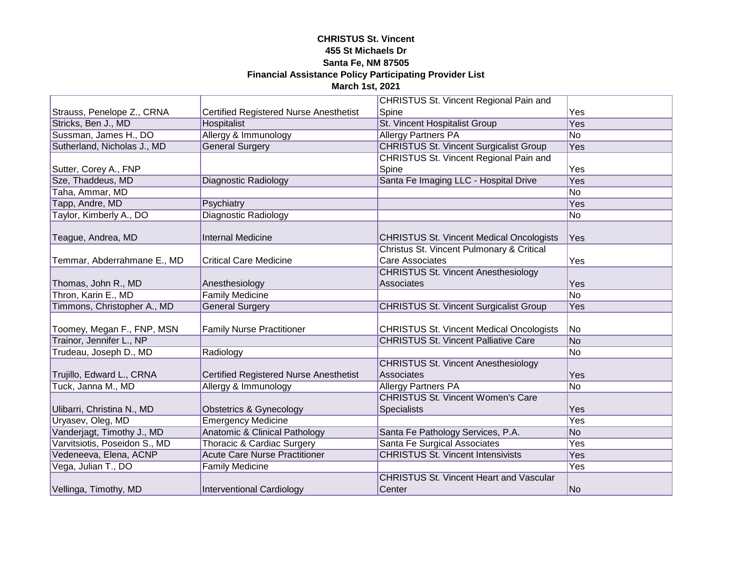**CHRISTUS St. Vincent**
**455 St Michaels Dr**
**Santa Fe, NM 87505**
**Financial Assistance Policy Participating Provider List**
**March 1st, 2021**

| | | | |
|---|---|---|---|
| Strauss, Penelope Z., CRNA | Certified Registered Nurse Anesthetist | CHRISTUS St. Vincent Regional Pain and Spine | Yes |
| Stricks, Ben J., MD | Hospitalist | St. Vincent Hospitalist Group | Yes |
| Sussman, James H., DO | Allergy & Immunology | Allergy Partners PA | No |
| Sutherland, Nicholas J., MD | General Surgery | CHRISTUS St. Vincent Surgicalist Group | Yes |
| Sutter, Corey A., FNP | | CHRISTUS St. Vincent Regional Pain and Spine | Yes |
| Sze, Thaddeus, MD | Diagnostic Radiology | Santa Fe Imaging LLC - Hospital Drive | Yes |
| Taha, Ammar, MD | | | No |
| Tapp, Andre, MD | Psychiatry | | Yes |
| Taylor, Kimberly A., DO | Diagnostic Radiology | | No |
| Teague, Andrea, MD | Internal Medicine | CHRISTUS St. Vincent Medical Oncologists | Yes |
| Temmar, Abderrahmane E., MD | Critical Care Medicine | Christus St. Vincent Pulmonary & Critical Care Associates | Yes |
| Thomas, John R., MD | Anesthesiology | CHRISTUS St. Vincent Anesthesiology Associates | Yes |
| Thron, Karin E., MD | Family Medicine | | No |
| Timmons, Christopher A., MD | General Surgery | CHRISTUS St. Vincent Surgicalist Group | Yes |
| Toomey, Megan F., FNP, MSN | Family Nurse Practitioner | CHRISTUS St. Vincent Medical Oncologists | No |
| Trainor, Jennifer L., NP | | CHRISTUS St. Vincent Palliative Care | No |
| Trudeau, Joseph D., MD | Radiology | | No |
| Trujillo, Edward L., CRNA | Certified Registered Nurse Anesthetist | CHRISTUS St. Vincent Anesthesiology Associates | Yes |
| Tuck, Janna M., MD | Allergy & Immunology | Allergy Partners PA | No |
| Ulibarri, Christina N., MD | Obstetrics & Gynecology | CHRISTUS St. Vincent Women's Care Specialists | Yes |
| Uryasev, Oleg, MD | Emergency Medicine | | Yes |
| Vanderjagt, Timothy J., MD | Anatomic & Clinical Pathology | Santa Fe Pathology Services, P.A. | No |
| Varvitsiotis, Poseidon S., MD | Thoracic & Cardiac Surgery | Santa Fe Surgical Associates | Yes |
| Vedeneeva, Elena, ACNP | Acute Care Nurse Practitioner | CHRISTUS St. Vincent Intensivists | Yes |
| Vega, Julian T., DO | Family Medicine | | Yes |
| Vellinga, Timothy, MD | Interventional Cardiology | CHRISTUS St. Vincent Heart and Vascular Center | No |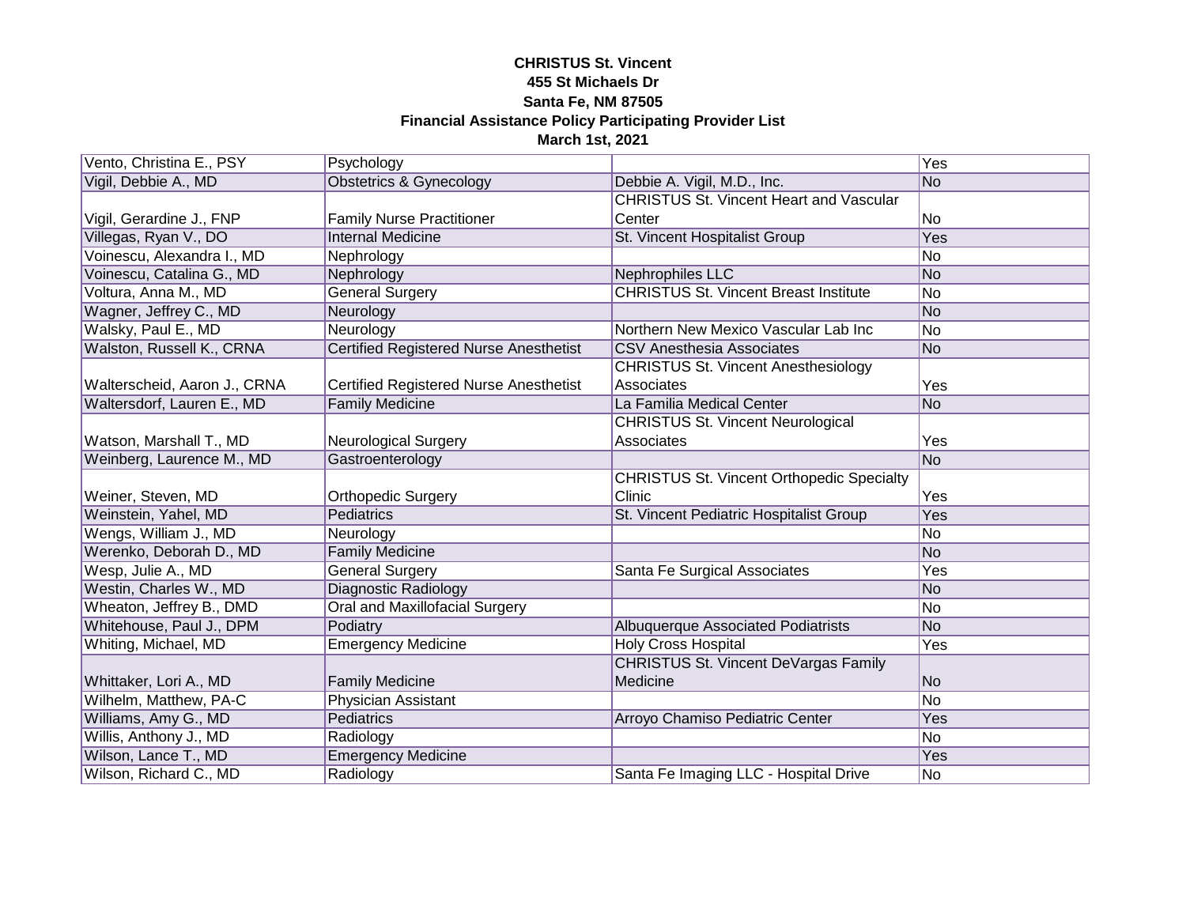**CHRISTUS St. Vincent**
**455 St Michaels Dr**
**Santa Fe, NM 87505**
**Financial Assistance Policy Participating Provider List**
**March 1st, 2021**

| | | | |
|---|---|---|---|
| Vento, Christina E., PSY | Psychology | | Yes |
| Vigil, Debbie A., MD | Obstetrics & Gynecology | Debbie A. Vigil, M.D., Inc. | No |
| Vigil, Gerardine J., FNP | Family Nurse Practitioner | CHRISTUS St. Vincent Heart and Vascular Center | No |
| Villegas, Ryan V., DO | Internal Medicine | St. Vincent Hospitalist Group | Yes |
| Voinescu, Alexandra I., MD | Nephrology | | No |
| Voinescu, Catalina G., MD | Nephrology | Nephrophiles LLC | No |
| Voltura, Anna M., MD | General Surgery | CHRISTUS St. Vincent Breast Institute | No |
| Wagner, Jeffrey C., MD | Neurology | | No |
| Walsky, Paul E., MD | Neurology | Northern New Mexico Vascular Lab Inc | No |
| Walston, Russell K., CRNA | Certified Registered Nurse Anesthetist | CSV Anesthesia Associates | No |
| Walterscheid, Aaron J., CRNA | Certified Registered Nurse Anesthetist | CHRISTUS St. Vincent Anesthesiology Associates | Yes |
| Waltersdorf, Lauren E., MD | Family Medicine | La Familia Medical Center | No |
| Watson, Marshall T., MD | Neurological Surgery | CHRISTUS St. Vincent Neurological Associates | Yes |
| Weinberg, Laurence M., MD | Gastroenterology | | No |
| Weiner, Steven, MD | Orthopedic Surgery | CHRISTUS St. Vincent Orthopedic Specialty Clinic | Yes |
| Weinstein, Yahel, MD | Pediatrics | St. Vincent Pediatric Hospitalist Group | Yes |
| Wengs, William J., MD | Neurology | | No |
| Werenko, Deborah D., MD | Family Medicine | | No |
| Wesp, Julie A., MD | General Surgery | Santa Fe Surgical Associates | Yes |
| Westin, Charles W., MD | Diagnostic Radiology | | No |
| Wheaton, Jeffrey B., DMD | Oral and Maxillofacial Surgery | | No |
| Whitehouse, Paul J., DPM | Podiatry | Albuquerque Associated Podiatrists | No |
| Whiting, Michael, MD | Emergency Medicine | Holy Cross Hospital | Yes |
| Whittaker, Lori A., MD | Family Medicine | CHRISTUS St. Vincent DeVargas Family Medicine | No |
| Wilhelm, Matthew, PA-C | Physician Assistant | | No |
| Williams, Amy G., MD | Pediatrics | Arroyo Chamiso Pediatric Center | Yes |
| Willis, Anthony J., MD | Radiology | | No |
| Wilson, Lance T., MD | Emergency Medicine | | Yes |
| Wilson, Richard C., MD | Radiology | Santa Fe Imaging LLC - Hospital Drive | No |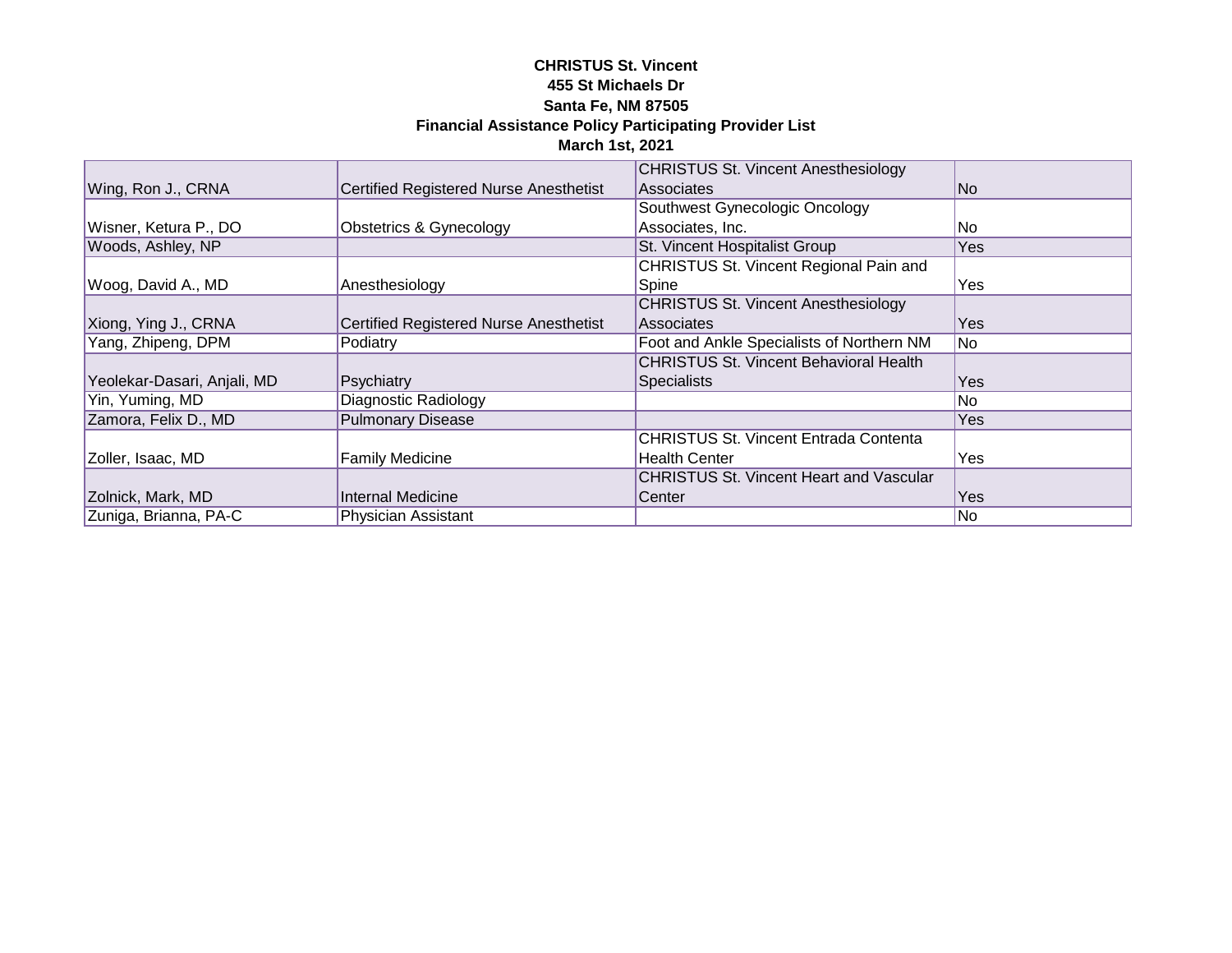**CHRISTUS St. Vincent**
**455 St Michaels Dr**
**Santa Fe, NM 87505**
**Financial Assistance Policy Participating Provider List**
**March 1st, 2021**

| | | | |
|---|---|---|---|
| Wing, Ron J., CRNA | Certified Registered Nurse Anesthetist | CHRISTUS St. Vincent Anesthesiology Associates | No |
| Wisner, Ketura P., DO | Obstetrics & Gynecology | Southwest Gynecologic Oncology Associates, Inc. | No |
| Woods, Ashley, NP | | St. Vincent Hospitalist Group | Yes |
| Woog, David A., MD | Anesthesiology | CHRISTUS St. Vincent Regional Pain and Spine | Yes |
| Xiong, Ying J., CRNA | Certified Registered Nurse Anesthetist | CHRISTUS St. Vincent Anesthesiology Associates | Yes |
| Yang, Zhipeng, DPM | Podiatry | Foot and Ankle Specialists of Northern NM | No |
| Yeolekar-Dasari, Anjali, MD | Psychiatry | CHRISTUS St. Vincent Behavioral Health Specialists | Yes |
| Yin, Yuming, MD | Diagnostic Radiology | | No |
| Zamora, Felix D., MD | Pulmonary Disease | | Yes |
| Zoller, Isaac, MD | Family Medicine | CHRISTUS St. Vincent Entrada Contenta Health Center | Yes |
| Zolnick, Mark, MD | Internal Medicine | CHRISTUS St. Vincent Heart and Vascular Center | Yes |
| Zuniga, Brianna, PA-C | Physician Assistant | | No |